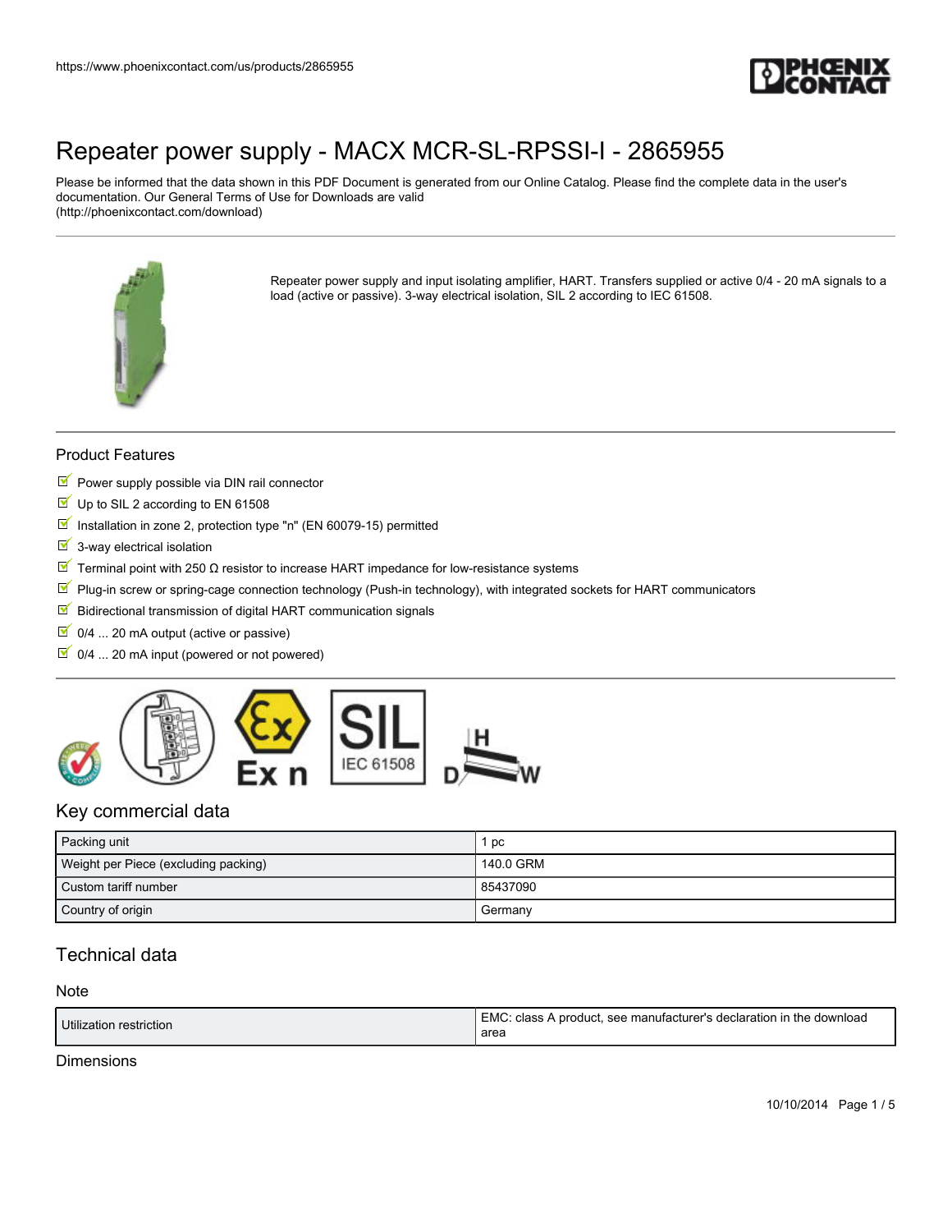# Repeater power supply - MACX MCR-SL-RPSSI-I - 2865955

Please be informed that the data shown in this PDF Document is generated from our Online Catalog. Please find the complete data in the user's documentation. Our General Terms of Use for Downloads are valid (http://phoenixcontact.com/download)

Repeater power supply and input isolating amplifier, HART. Transfers supplied or active 0/4 - 20 mA signals to a load (active or passive). 3-way electrical isolation, SIL 2 according to IEC 61508.

## Product Features

- Power supply possible via DIN rail connector
- Up to SIL 2 according to EN 61508
- Installation in zone 2, protection type "n" (EN 60079-15) permitted
- 3-way electrical isolation
- Terminal point with 250 Ω resistor to increase HART impedance for low-resistance systems
- Plug-in screw or spring-cage connection technology (Push-in technology), with integrated sockets for HART communicators
- Bidirectional transmission of digital HART communication signals
- 0/4 ... 20 mA output (active or passive)
- 0/4 ... 20 mA input (powered or not powered)

## Key commercial data

| | |
|---|---|
| Packing unit | 1 pc |
| Weight per Piece (excluding packing) | 140.0 GRM |
| Custom tariff number | 85437090 |
| Country of origin | Germany |

## Technical data

### Note

| | |
|---|---|
| Utilization restriction | EMC: class A product, see manufacturer's declaration in the download area |

### Dimensions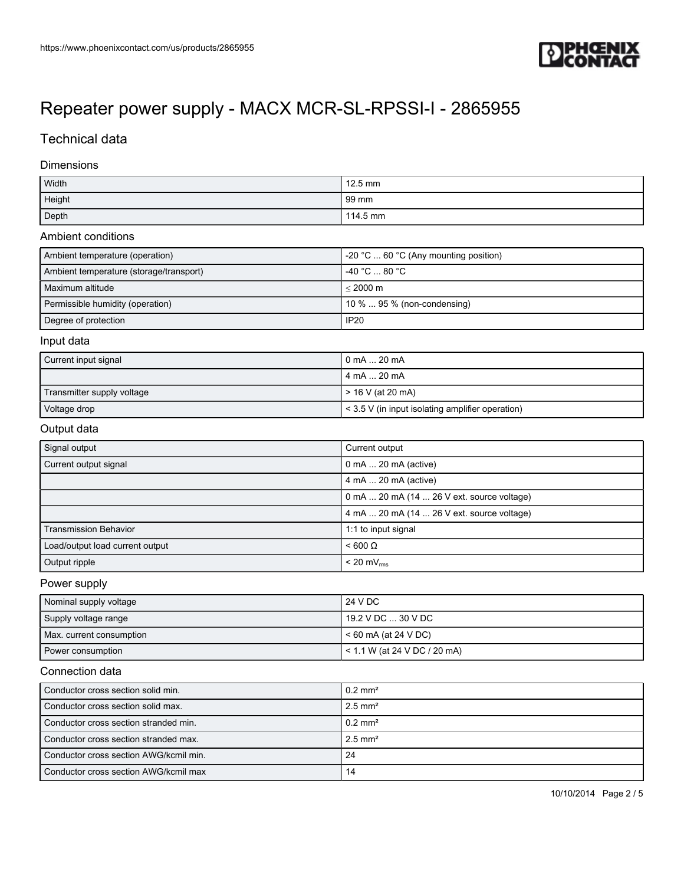# Repeater power supply - MACX MCR-SL-RPSSI-I - 2865955

## Technical data

### Dimensions

| | |
|---|---|
| Width | 12.5 mm |
| Height | 99 mm |
| Depth | 114.5 mm |

### Ambient conditions

| | |
|---|---|
| Ambient temperature (operation) | -20 °C ... 60 °C (Any mounting position) |
| Ambient temperature (storage/transport) | -40 °C ... 80 °C |
| Maximum altitude | ≤ 2000 m |
| Permissible humidity (operation) | 10 % ... 95 % (non-condensing) |
| Degree of protection | IP20 |

### Input data

| | |
|---|---|
| Current input signal | 0 mA ... 20 mA |
| | 4 mA ... 20 mA |
| Transmitter supply voltage | > 16 V (at 20 mA) |
| Voltage drop | < 3.5 V (in input isolating amplifier operation) |

### Output data

| | |
|---|---|
| Signal output | Current output |
| Current output signal | 0 mA ... 20 mA (active) |
| | 4 mA ... 20 mA (active) |
| | 0 mA ... 20 mA (14 ... 26 V ext. source voltage) |
| | 4 mA ... 20 mA (14 ... 26 V ext. source voltage) |
| Transmission Behavior | 1:1 to input signal |
| Load/output load current output | < 600 Ω |
| Output ripple | < 20 $mV_{rms}$ |

### Power supply

| | |
|---|---|
| Nominal supply voltage | 24 V DC |
| Supply voltage range | 19.2 V DC ... 30 V DC |
| Max. current consumption | < 60 mA (at 24 V DC) |
| Power consumption | < 1.1 W (at 24 V DC / 20 mA) |

### Connection data

| | |
|---|---|
| Conductor cross section solid min. | 0.2 mm² |
| Conductor cross section solid max. | 2.5 mm² |
| Conductor cross section stranded min. | 0.2 mm² |
| Conductor cross section stranded max. | 2.5 mm² |
| Conductor cross section AWG/kcmil min. | 24 |
| Conductor cross section AWG/kcmil max | 14 |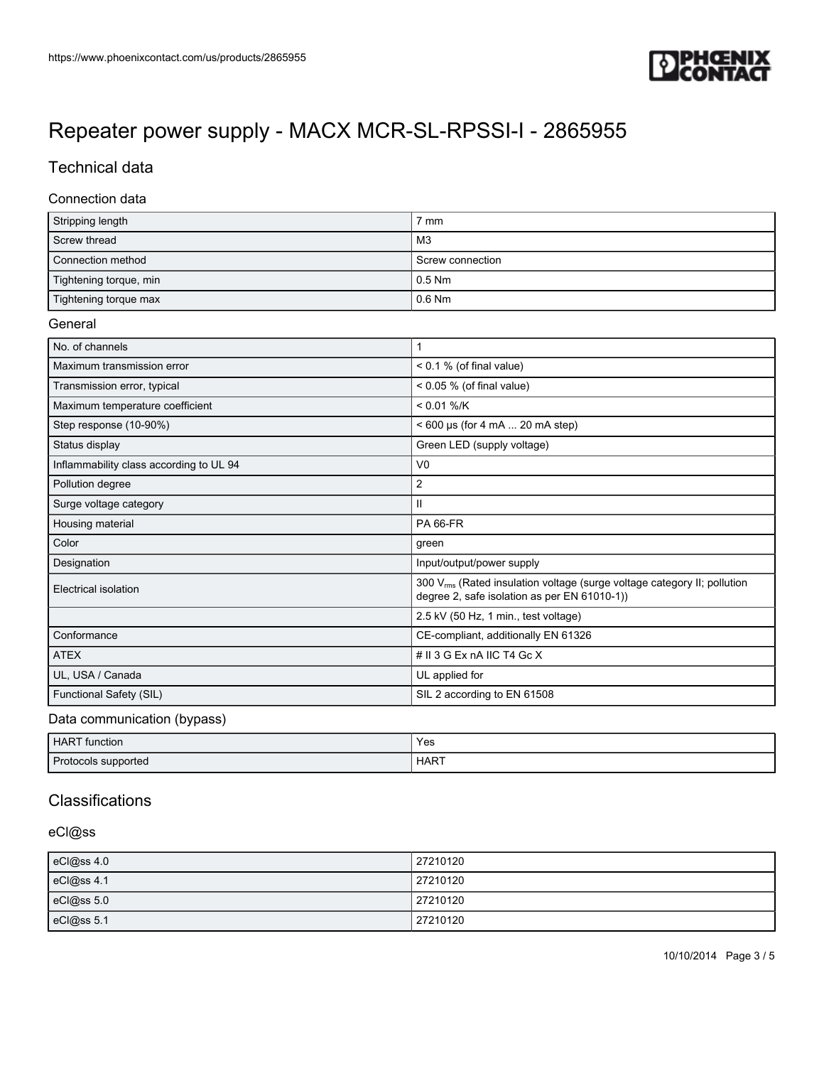# Repeater power supply - MACX MCR-SL-RPSSI-I - 2865955

## Technical data

### Connection data

| Stripping length | 7 mm |
|---|---|
| Screw thread | M3 |
| Connection method | Screw connection |
| Tightening torque, min | 0.5 Nm |
| Tightening torque max | 0.6 Nm |

### General

| No. of channels | 1 |
|---|---|
| Maximum transmission error | < 0.1 % (of final value) |
| Transmission error, typical | < 0.05 % (of final value) |
| Maximum temperature coefficient | < 0.01 %/K |
| Step response (10-90%) | < 600 µs (for 4 mA ... 20 mA step) |
| Status display | Green LED (supply voltage) |
| Inflammability class according to UL 94 | V0 |
| Pollution degree | 2 |
| Surge voltage category | II |
| Housing material | PA 66-FR |
| Color | green |
| Designation | Input/output/power supply |
| Electrical isolation | 300 $V_{rms}$ (Rated insulation voltage (surge voltage category II; pollution degree 2, safe isolation as per EN 61010-1)) |
| | 2.5 kV (50 Hz, 1 min., test voltage) |
| Conformance | CE-compliant, additionally EN 61326 |
| ATEX | # II 3 G Ex nA IIC T4 Gc X |
| UL, USA / Canada | UL applied for |
| Functional Safety (SIL) | SIL 2 according to EN 61508 |

### Data communication (bypass)

| HART function | Yes |
|---|---|
| Protocols supported | HART |

## Classifications

### eCl@ss

| eCl@ss 4.0 | 27210120 |
|---|---|
| eCl@ss 4.1 | 27210120 |
| eCl@ss 5.0 | 27210120 |
| eCl@ss 5.1 | 27210120 |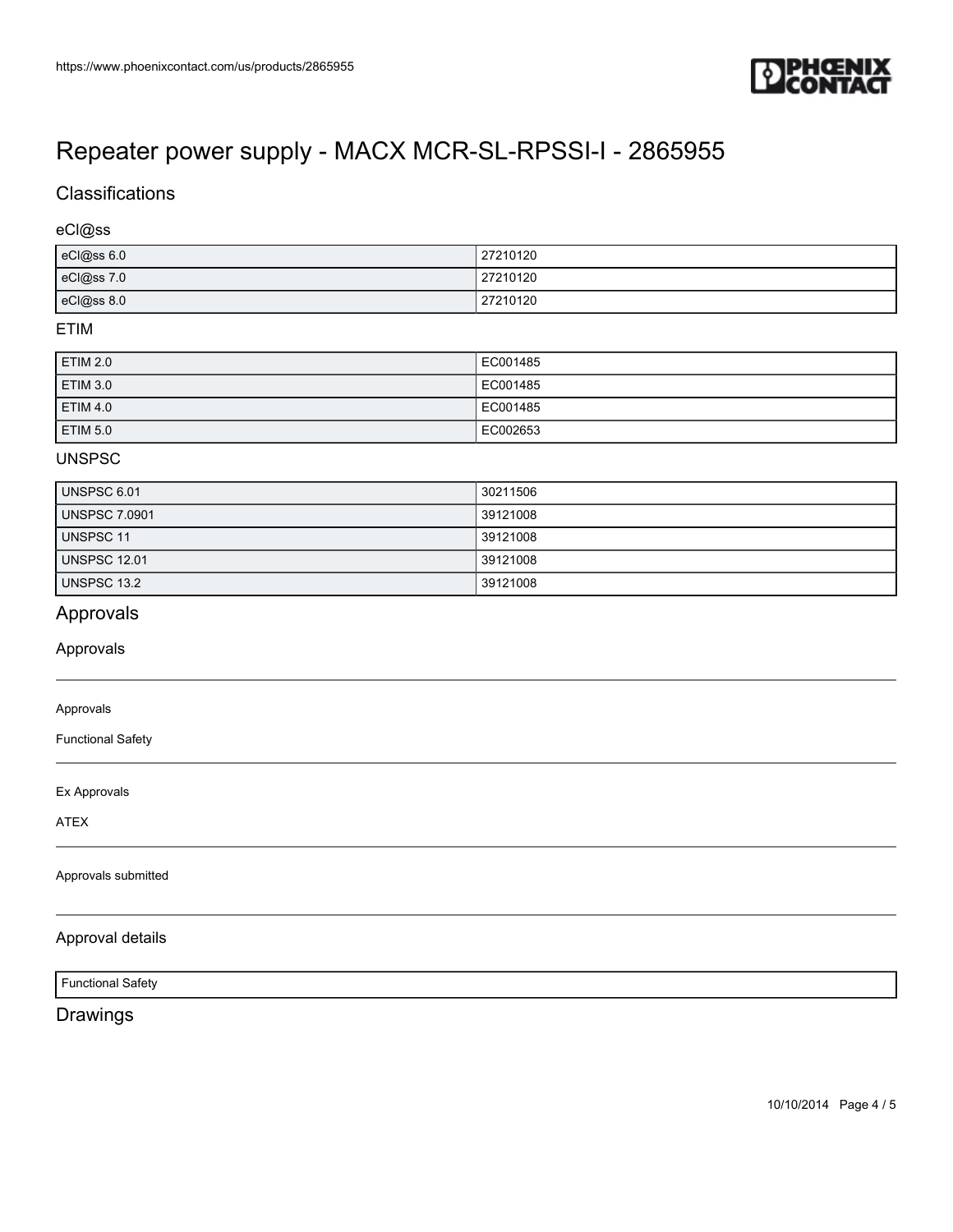# Repeater power supply - MACX MCR-SL-RPSSI-I - 2865955

## Classifications

### eCl@ss

| | |
|---|---|
| eCl@ss 6.0 | 27210120 |
| eCl@ss 7.0 | 27210120 |
| eCl@ss 8.0 | 27210120 |

### ETIM

| | |
|---|---|
| ETIM 2.0 | EC001485 |
| ETIM 3.0 | EC001485 |
| ETIM 4.0 | EC001485 |
| ETIM 5.0 | EC002653 |

### UNSPSC

| | |
|---|---|
| UNSPSC 6.01 | 30211506 |
| UNSPSC 7.0901 | 39121008 |
| UNSPSC 11 | 39121008 |
| UNSPSC 12.01 | 39121008 |
| UNSPSC 13.2 | 39121008 |

## Approvals

### Approvals

Approvals

Functional Safety

Ex Approvals

ATEX

Approvals submitted

### Approval details

| Functional Safety |
|---|

## Drawings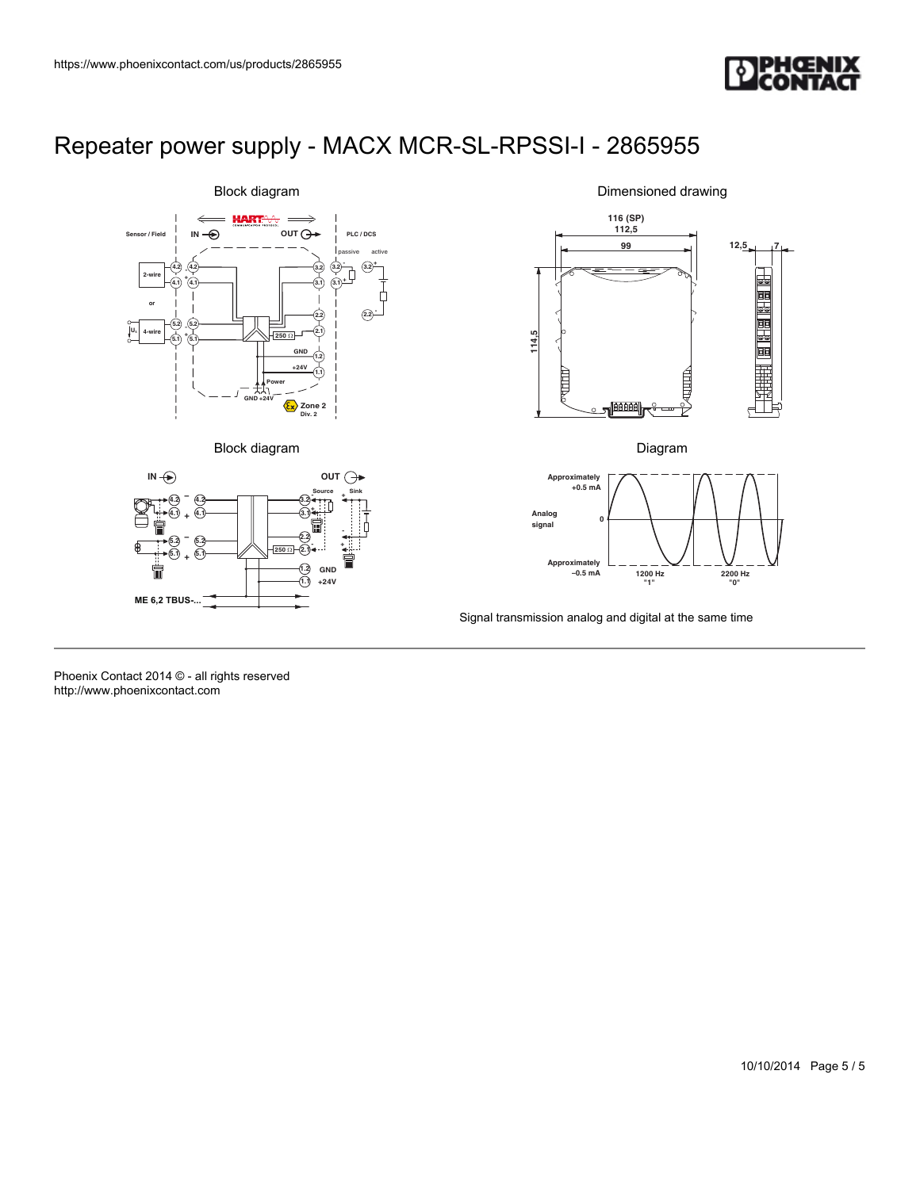# Repeater power supply - MACX MCR-SL-RPSSI-I - 2865955

## Block diagram

Sensor / Field

IN

HART

OUT

PLC / DCS

passive

active

2-wire

or

4-wire

4.2

4.1

5.2

5.1

3.2

3.1

2.2

2.1

250 Ω

GND

1.2

+24V

1.1

Power

GND +24V

Zone 2

Div. 2

## Dimensioned drawing

116 (SP)

112,5

99

12,5

7

114,5

## Block diagram

IN

OUT

Source

Sink

4.2

4.1

5.2

5.1

3.2

3.1

2.2

2.1

250 Ω

1.2

GND

1.1

+24V

ME 6,2 TBUS-...

## Diagram

Approximately +0.5 mA

Analog signal

0

Approximately −0.5 mA

1200 Hz "1"

2200 Hz "0"

Signal transmission analog and digital at the same time

Phoenix Contact 2014 © - all rights reserved
http://www.phoenixcontact.com